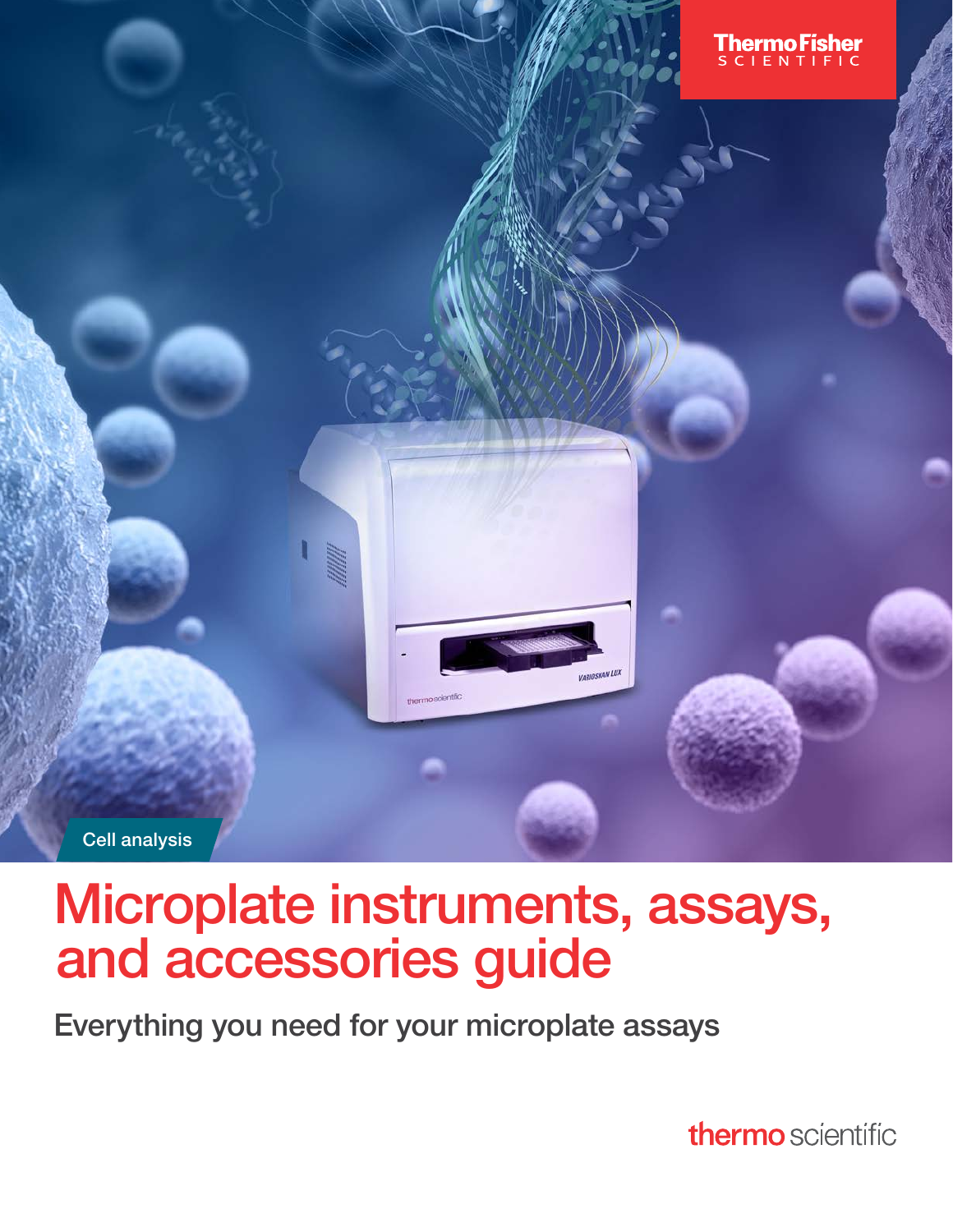Thermo Fisher SCIENTIFIC

Cell analysis

# Microplate instruments, assays, and accessories guide

## Everything you need for your microplate assays

thermo scientific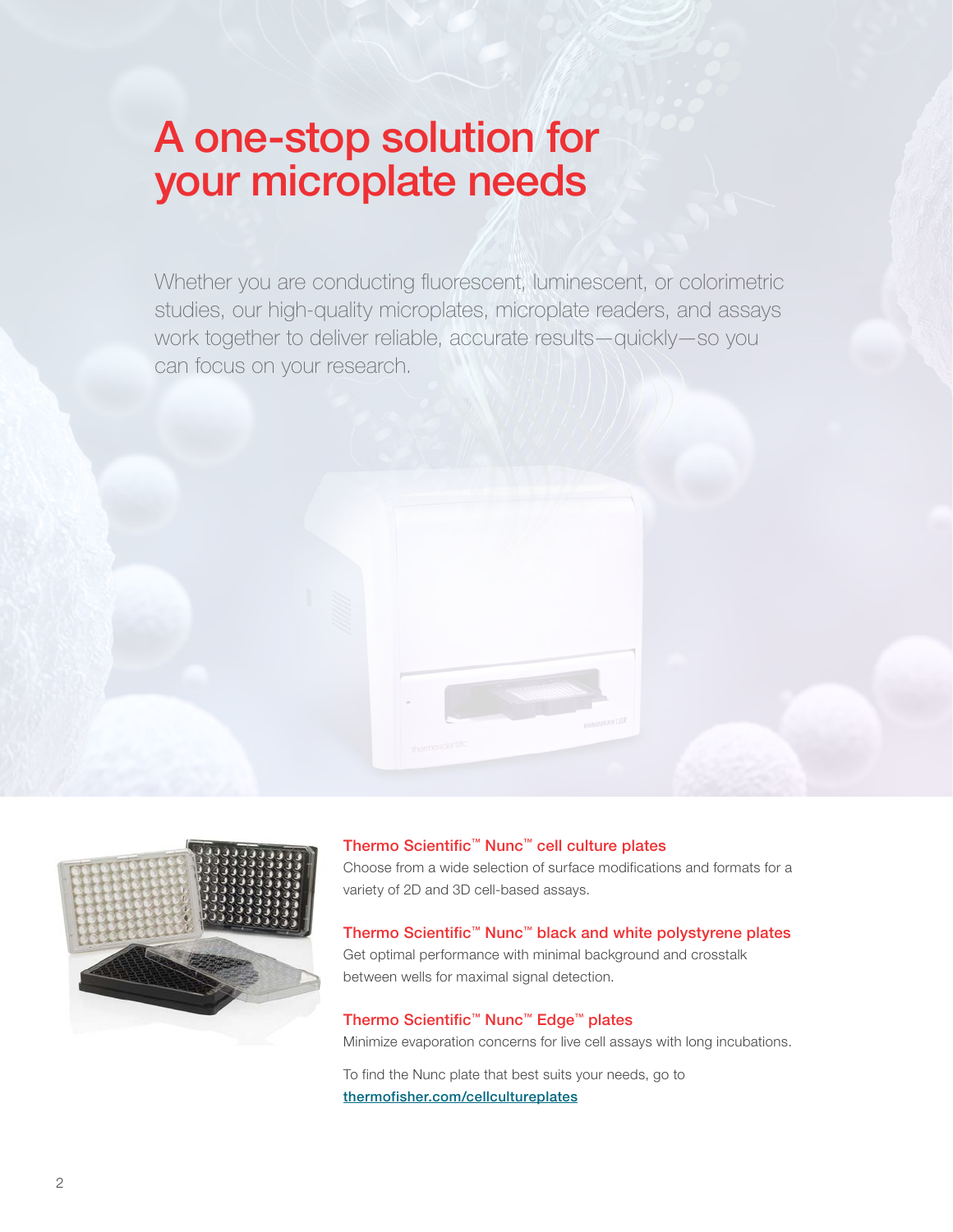# A one-stop solution for your microplate needs

Whether you are conducting fluorescent, luminescent, or colorimetric studies, our high-quality microplates, microplate readers, and assays work together to deliver reliable, accurate results—quickly—so you can focus on your research.

### Thermo Scientific™ Nunc™ cell culture plates

Choose from a wide selection of surface modifications and formats for a variety of 2D and 3D cell-based assays.

### Thermo Scientific™ Nunc™ black and white polystyrene plates

Get optimal performance with minimal background and crosstalk between wells for maximal signal detection.

### Thermo Scientific™ Nunc™ Edge™ plates

Minimize evaporation concerns for live cell assays with long incubations.

To find the Nunc plate that best suits your needs, go to [thermofisher.com/cellcultureplates](thermofisher.com/cellcultureplates)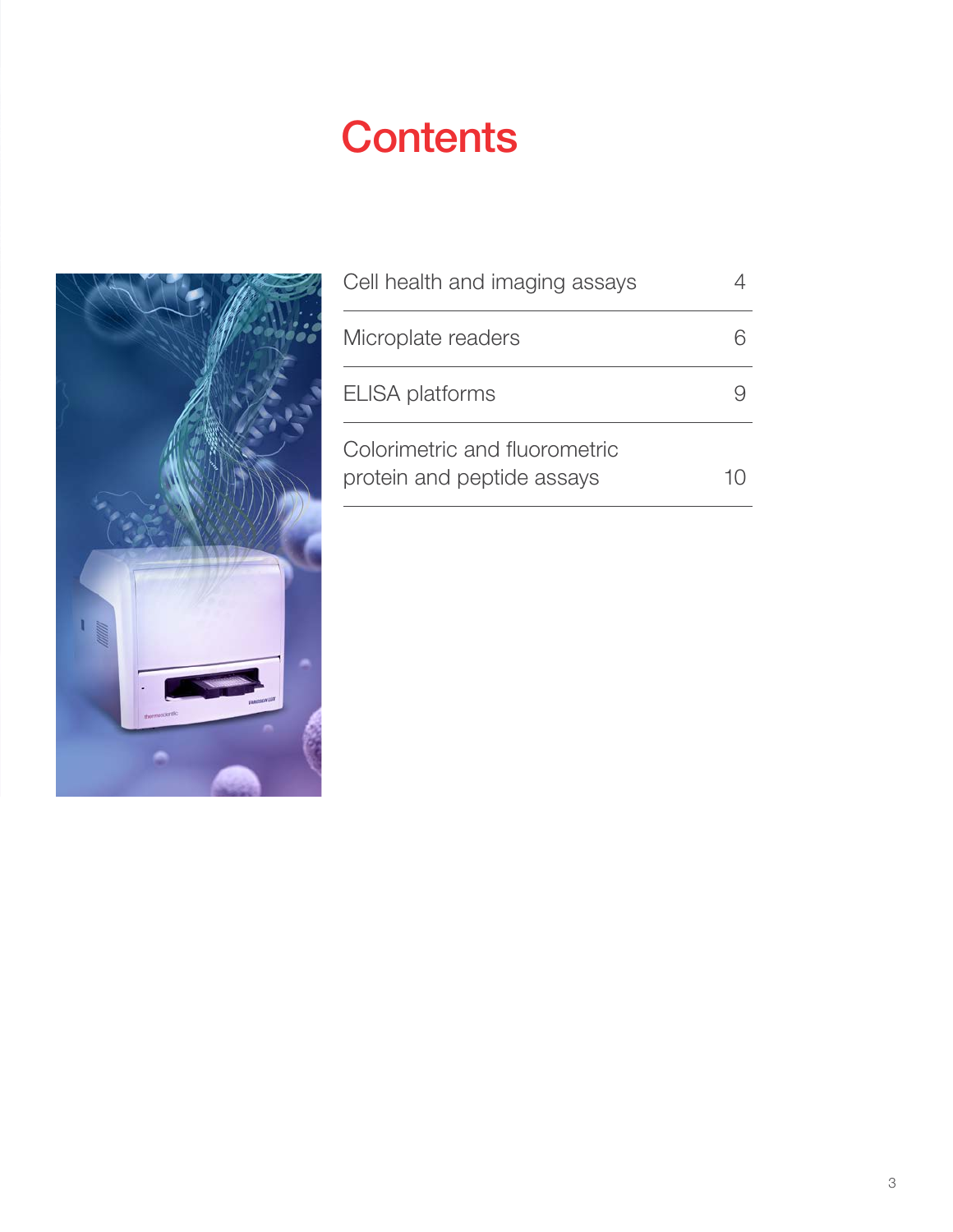# Contents

| | |
|---|---|
| Cell health and imaging assays | 4 |
| Microplate readers | 6 |
| ELISA platforms | 9 |
| Colorimetric and fluorometric protein and peptide assays | 10 |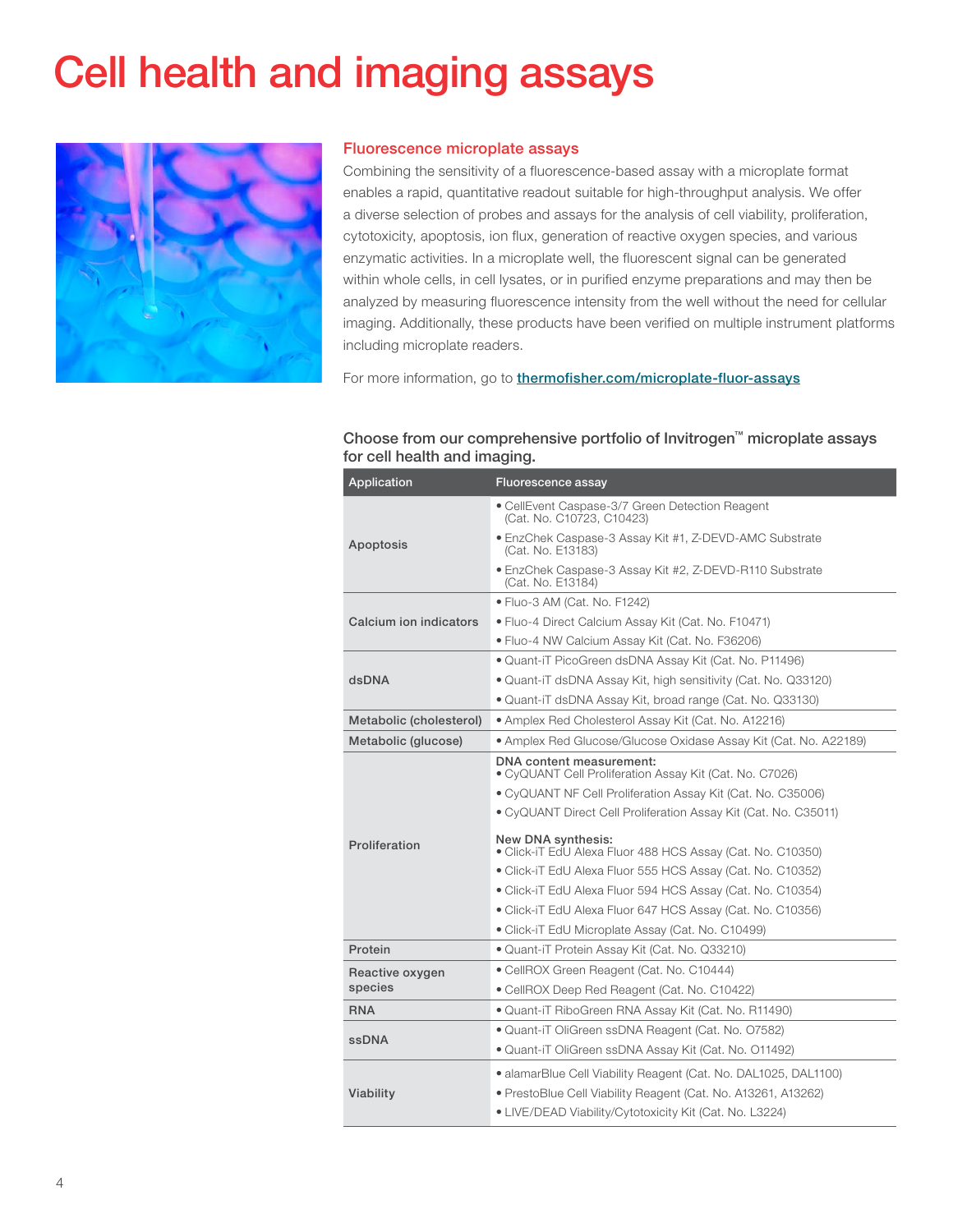# Cell health and imaging assays

## Fluorescence microplate assays

Combining the sensitivity of a fluorescence-based assay with a microplate format enables a rapid, quantitative readout suitable for high-throughput analysis. We offer a diverse selection of probes and assays for the analysis of cell viability, proliferation, cytotoxicity, apoptosis, ion flux, generation of reactive oxygen species, and various enzymatic activities. In a microplate well, the fluorescent signal can be generated within whole cells, in cell lysates, or in purified enzyme preparations and may then be analyzed by measuring fluorescence intensity from the well without the need for cellular imaging. Additionally, these products have been verified on multiple instrument platforms including microplate readers.

For more information, go to thermofisher.com/microplate-fluor-assays

### Choose from our comprehensive portfolio of Invitrogen™ microplate assays for cell health and imaging.

| Application | Fluorescence assay |
|---|---|
| Apoptosis | • CellEvent Caspase-3/7 Green Detection Reagent (Cat. No. C10723, C10423)<br>• EnzChek Caspase-3 Assay Kit #1, Z-DEVD-AMC Substrate (Cat. No. E13183)<br>• EnzChek Caspase-3 Assay Kit #2, Z-DEVD-R110 Substrate (Cat. No. E13184) |
| Calcium ion indicators | • Fluo-3 AM (Cat. No. F1242)<br>• Fluo-4 Direct Calcium Assay Kit (Cat. No. F10471)<br>• Fluo-4 NW Calcium Assay Kit (Cat. No. F36206) |
| dsDNA | • Quant-iT PicoGreen dsDNA Assay Kit (Cat. No. P11496)<br>• Quant-iT dsDNA Assay Kit, high sensitivity (Cat. No. Q33120)<br>• Quant-iT dsDNA Assay Kit, broad range (Cat. No. Q33130) |
| Metabolic (cholesterol) | • Amplex Red Cholesterol Assay Kit (Cat. No. A12216) |
| Metabolic (glucose) | • Amplex Red Glucose/Glucose Oxidase Assay Kit (Cat. No. A22189) |
| Proliferation | **DNA content measurement:**<br>• CyQUANT Cell Proliferation Assay Kit (Cat. No. C7026)<br>• CyQUANT NF Cell Proliferation Assay Kit (Cat. No. C35006)<br>• CyQUANT Direct Cell Proliferation Assay Kit (Cat. No. C35011)<br>**New DNA synthesis:**<br>• Click-iT EdU Alexa Fluor 488 HCS Assay (Cat. No. C10350)<br>• Click-iT EdU Alexa Fluor 555 HCS Assay (Cat. No. C10352)<br>• Click-iT EdU Alexa Fluor 594 HCS Assay (Cat. No. C10354)<br>• Click-iT EdU Alexa Fluor 647 HCS Assay (Cat. No. C10356)<br>• Click-iT EdU Microplate Assay (Cat. No. C10499) |
| Protein | • Quant-iT Protein Assay Kit (Cat. No. Q33210) |
| Reactive oxygen species | • CellROX Green Reagent (Cat. No. C10444)<br>• CellROX Deep Red Reagent (Cat. No. C10422) |
| RNA | • Quant-iT RiboGreen RNA Assay Kit (Cat. No. R11490) |
| ssDNA | • Quant-iT OliGreen ssDNA Reagent (Cat. No. O7582)<br>• Quant-iT OliGreen ssDNA Assay Kit (Cat. No. O11492) |
| Viability | • alamarBlue Cell Viability Reagent (Cat. No. DAL1025, DAL1100)<br>• PrestoBlue Cell Viability Reagent (Cat. No. A13261, A13262)<br>• LIVE/DEAD Viability/Cytotoxicity Kit (Cat. No. L3224) |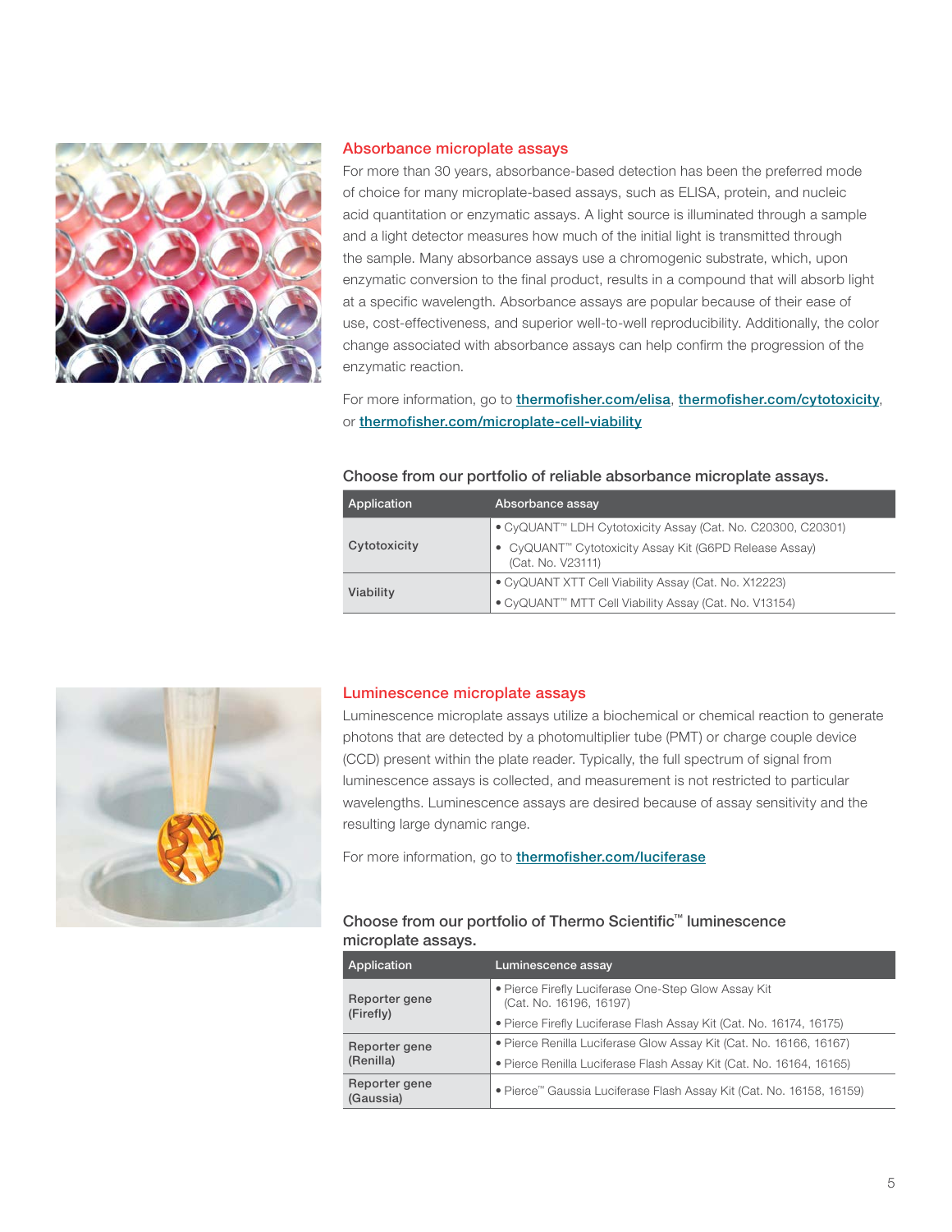## Absorbance microplate assays

For more than 30 years, absorbance-based detection has been the preferred mode of choice for many microplate-based assays, such as ELISA, protein, and nucleic acid quantitation or enzymatic assays. A light source is illuminated through a sample and a light detector measures how much of the initial light is transmitted through the sample. Many absorbance assays use a chromogenic substrate, which, upon enzymatic conversion to the final product, results in a compound that will absorb light at a specific wavelength. Absorbance assays are popular because of their ease of use, cost-effectiveness, and superior well-to-well reproducibility. Additionally, the color change associated with absorbance assays can help confirm the progression of the enzymatic reaction.

For more information, go to **thermofisher.com/elisa**, **thermofisher.com/cytotoxicity**, or **thermofisher.com/microplate-cell-viability**

### Choose from our portfolio of reliable absorbance microplate assays.

| Application | Absorbance assay |
|---|---|
| **Cytotoxicity** | • CyQUANT™ LDH Cytotoxicity Assay (Cat. No. C20300, C20301)<br>• CyQUANT™ Cytotoxicity Assay Kit (G6PD Release Assay) (Cat. No. V23111) |
| **Viability** | • CyQUANT XTT Cell Viability Assay (Cat. No. X12223)<br>• CyQUANT™ MTT Cell Viability Assay (Cat. No. V13154) |

## Luminescence microplate assays

Luminescence microplate assays utilize a biochemical or chemical reaction to generate photons that are detected by a photomultiplier tube (PMT) or charge couple device (CCD) present within the plate reader. Typically, the full spectrum of signal from luminescence assays is collected, and measurement is not restricted to particular wavelengths. Luminescence assays are desired because of assay sensitivity and the resulting large dynamic range.

For more information, go to **thermofisher.com/luciferase**

### Choose from our portfolio of Thermo Scientific™ luminescence microplate assays.

| Application | Luminescence assay |
|---|---|
| **Reporter gene (Firefly)** | • Pierce Firefly Luciferase One-Step Glow Assay Kit (Cat. No. 16196, 16197)<br>• Pierce Firefly Luciferase Flash Assay Kit (Cat. No. 16174, 16175) |
| **Reporter gene (Renilla)** | • Pierce Renilla Luciferase Glow Assay Kit (Cat. No. 16166, 16167)<br>• Pierce Renilla Luciferase Flash Assay Kit (Cat. No. 16164, 16165) |
| **Reporter gene (Gaussia)** | • Pierce™ Gaussia Luciferase Flash Assay Kit (Cat. No. 16158, 16159) |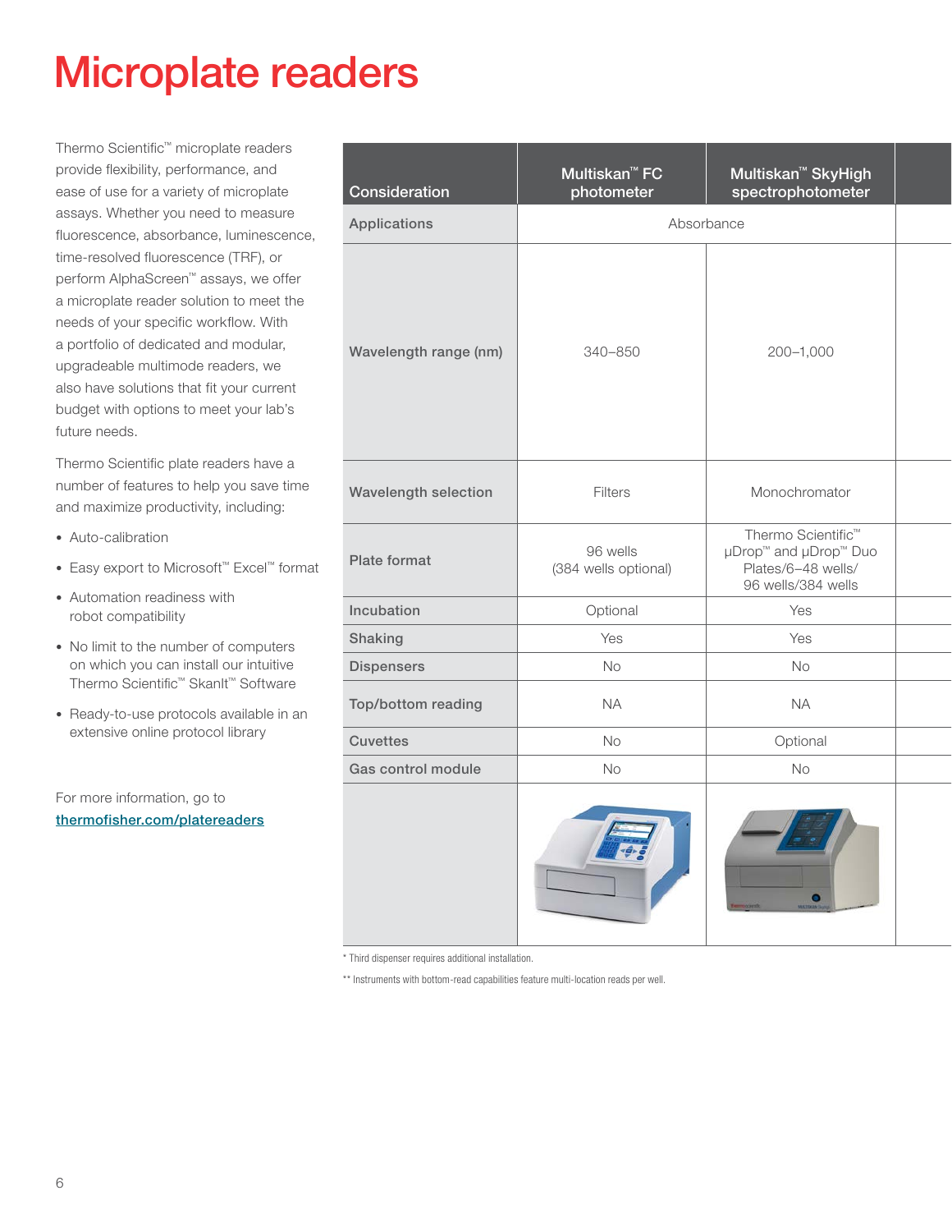# Microplate readers

Thermo Scientific™ microplate readers provide flexibility, performance, and ease of use for a variety of microplate assays. Whether you need to measure fluorescence, absorbance, luminescence, time-resolved fluorescence (TRF), or perform AlphaScreen™ assays, we offer a microplate reader solution to meet the needs of your specific workflow. With a portfolio of dedicated and modular, upgradeable multimode readers, we also have solutions that fit your current budget with options to meet your lab's future needs.

Thermo Scientific plate readers have a number of features to help you save time and maximize productivity, including:

- Auto-calibration
- Easy export to Microsoft™ Excel™ format
- Automation readiness with robot compatibility
- No limit to the number of computers on which you can install our intuitive Thermo Scientific™ SkanIt™ Software
- Ready-to-use protocols available in an extensive online protocol library

For more information, go to thermofisher.com/platereaders

| Consideration | Multiskan™ FC photometer | Multiskan™ SkyHigh spectrophotometer |
|---|---|---|
| Applications | Absorbance | |
| Wavelength range (nm) | 340–850 | 200–1,000 |
| Wavelength selection | Filters | Monochromator |
| Plate format | 96 wells (384 wells optional) | Thermo Scientific™ µDrop™ and µDrop™ Duo Plates/6–48 wells/ 96 wells/384 wells |
| Incubation | Optional | Yes |
| Shaking | Yes | Yes |
| Dispensers | No | No |
| Top/bottom reading | NA | NA |
| Cuvettes | No | Optional |
| Gas control module | No | No |

\* Third dispenser requires additional installation.

\*\* Instruments with bottom-read capabilities feature multi-location reads per well.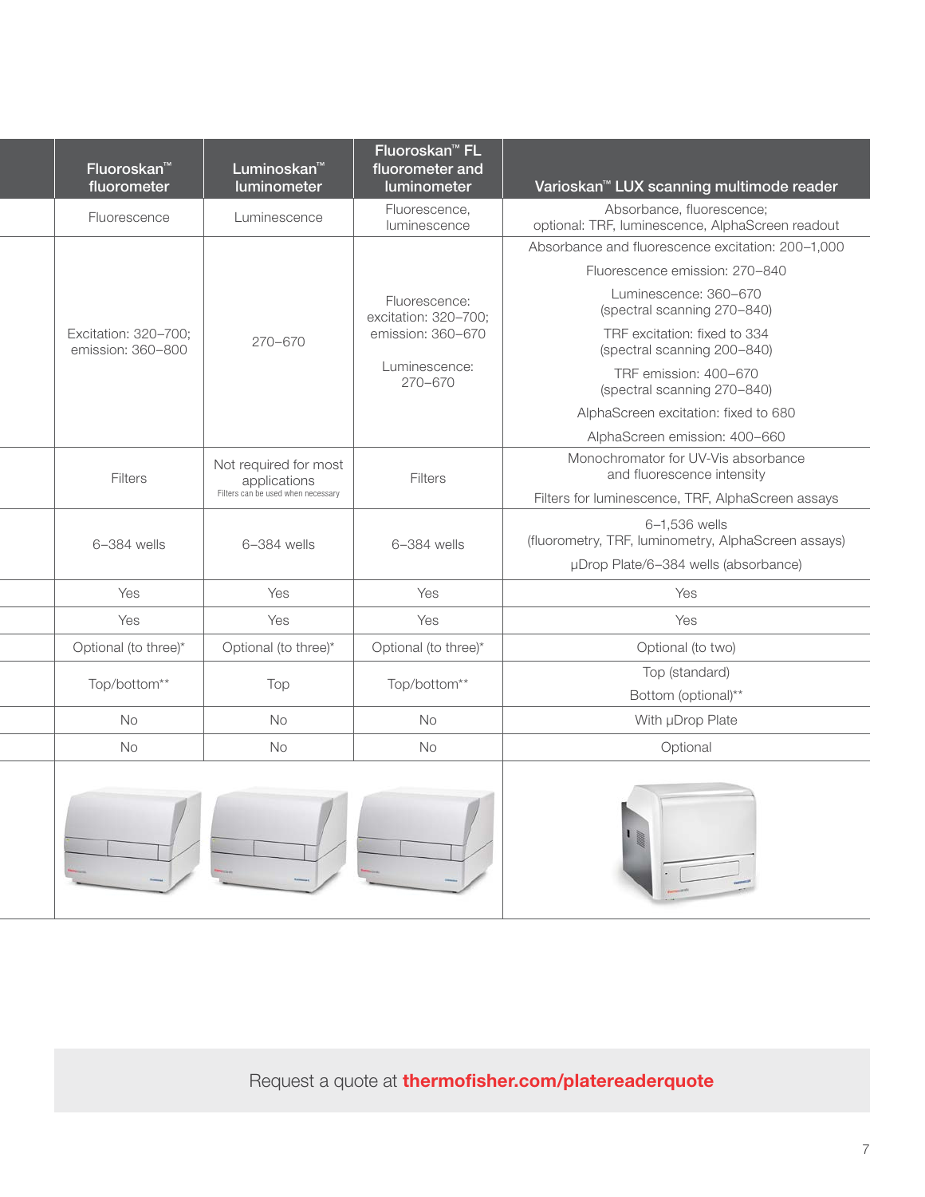| | Fluoroskan™ fluorometer | Luminoskan™ luminometer | Fluoroskan™ FL fluorometer and luminometer | Varioskan™ LUX scanning multimode reader |
|---|---|---|---|---|
| | Fluorescence | Luminescence | Fluorescence, luminescence | Absorbance, fluorescence; optional: TRF, luminescence, AlphaScreen readout |
| | Excitation: 320–700; emission: 360–800 | 270–670 | Fluorescence: excitation: 320–700; emission: 360–670<br><br>Luminescence: 270–670 | Absorbance and fluorescence excitation: 200–1,000<br><br>Fluorescence emission: 270–840<br><br>Luminescence: 360–670 (spectral scanning 270–840)<br><br>TRF excitation: fixed to 334 (spectral scanning 200–840)<br><br>TRF emission: 400–670 (spectral scanning 270–840)<br><br>AlphaScreen excitation: fixed to 680<br><br>AlphaScreen emission: 400–660 |
| | Filters | Not required for most applications<br>Filters can be used when necessary | Filters | Monochromator for UV-Vis absorbance and fluorescence intensity<br><br>Filters for luminescence, TRF, AlphaScreen assays |
| | 6–384 wells | 6–384 wells | 6–384 wells | 6–1,536 wells (fluorometry, TRF, luminometry, AlphaScreen assays)<br><br>µDrop Plate/6–384 wells (absorbance) |
| | Yes | Yes | Yes | Yes |
| | Yes | Yes | Yes | Yes |
| | Optional (to three)* | Optional (to three)* | Optional (to three)* | Optional (to two) |
| | Top/bottom** | Top | Top/bottom** | Top (standard)<br><br>Bottom (optional)** |
| | No | No | No | With µDrop Plate |
| | No | No | No | Optional |

Request a quote at **thermofisher.com/platereaderquote**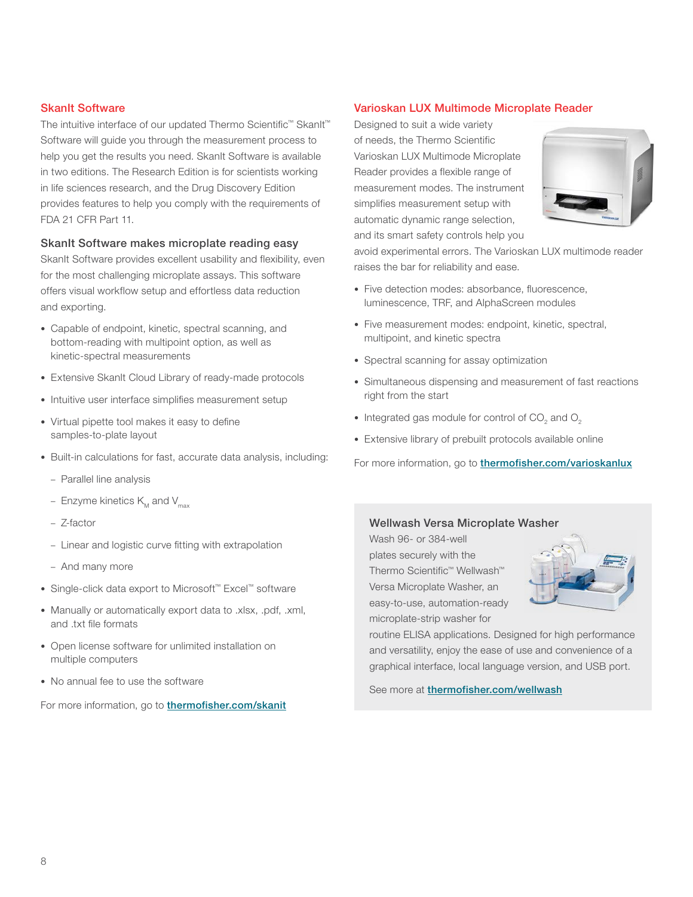## SkanIt Software

The intuitive interface of our updated Thermo Scientific™ SkanIt™ Software will guide you through the measurement process to help you get the results you need. SkanIt Software is available in two editions. The Research Edition is for scientists working in life sciences research, and the Drug Discovery Edition provides features to help you comply with the requirements of FDA 21 CFR Part 11.

### SkanIt Software makes microplate reading easy

SkanIt Software provides excellent usability and flexibility, even for the most challenging microplate assays. This software offers visual workflow setup and effortless data reduction and exporting.

- Capable of endpoint, kinetic, spectral scanning, and bottom-reading with multipoint option, as well as kinetic-spectral measurements
- Extensive SkanIt Cloud Library of ready-made protocols
- Intuitive user interface simplifies measurement setup
- Virtual pipette tool makes it easy to define samples-to-plate layout
- Built-in calculations for fast, accurate data analysis, including:
  - Parallel line analysis
  - Enzyme kinetics $K_M$ and $V_{max}$
  - Z-factor
  - Linear and logistic curve fitting with extrapolation
  - And many more
- Single-click data export to Microsoft™ Excel™ software
- Manually or automatically export data to .xlsx, .pdf, .xml, and .txt file formats
- Open license software for unlimited installation on multiple computers
- No annual fee to use the software

For more information, go to **thermofisher.com/skanit**

## Varioskan LUX Multimode Microplate Reader

Designed to suit a wide variety of needs, the Thermo Scientific Varioskan LUX Multimode Microplate Reader provides a flexible range of measurement modes. The instrument simplifies measurement setup with automatic dynamic range selection, and its smart safety controls help you avoid experimental errors. The Varioskan LUX multimode reader raises the bar for reliability and ease.

- Five detection modes: absorbance, fluorescence, luminescence, TRF, and AlphaScreen modules
- Five measurement modes: endpoint, kinetic, spectral, multipoint, and kinetic spectra
- Spectral scanning for assay optimization
- Simultaneous dispensing and measurement of fast reactions right from the start
- Integrated gas module for control of $CO_2$ and $O_2$
- Extensive library of prebuilt protocols available online

For more information, go to **thermofisher.com/varioskanlux**

### Wellwash Versa Microplate Washer

Wash 96- or 384-well plates securely with the Thermo Scientific™ Wellwash™ Versa Microplate Washer, an easy-to-use, automation-ready microplate-strip washer for routine ELISA applications. Designed for high performance and versatility, enjoy the ease of use and convenience of a graphical interface, local language version, and USB port.

See more at **thermofisher.com/wellwash**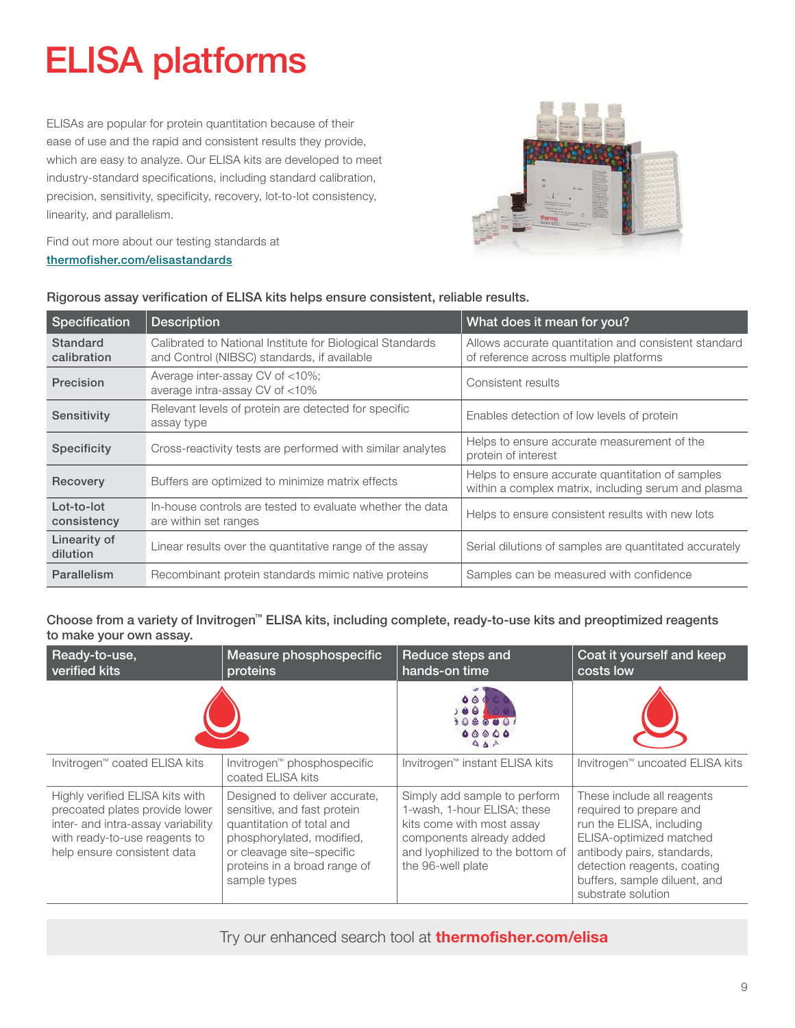# ELISA platforms

ELISAs are popular for protein quantitation because of their ease of use and the rapid and consistent results they provide, which are easy to analyze. Our ELISA kits are developed to meet industry-standard specifications, including standard calibration, precision, sensitivity, specificity, recovery, lot-to-lot consistency, linearity, and parallelism.

Find out more about our testing standards at thermofisher.com/elisastandards

**Rigorous assay verification of ELISA kits helps ensure consistent, reliable results.**

| Specification | Description | What does it mean for you? |
| --- | --- | --- |
| Standard calibration | Calibrated to National Institute for Biological Standards and Control (NIBSC) standards, if available | Allows accurate quantitation and consistent standard of reference across multiple platforms |
| Precision | Average inter-assay CV of <10%; average intra-assay CV of <10% | Consistent results |
| Sensitivity | Relevant levels of protein are detected for specific assay type | Enables detection of low levels of protein |
| Specificity | Cross-reactivity tests are performed with similar analytes | Helps to ensure accurate measurement of the protein of interest |
| Recovery | Buffers are optimized to minimize matrix effects | Helps to ensure accurate quantitation of samples within a complex matrix, including serum and plasma |
| Lot-to-lot consistency | In-house controls are tested to evaluate whether the data are within set ranges | Helps to ensure consistent results with new lots |
| Linearity of dilution | Linear results over the quantitative range of the assay | Serial dilutions of samples are quantitated accurately |
| Parallelism | Recombinant protein standards mimic native proteins | Samples can be measured with confidence |

**Choose from a variety of Invitrogen™ ELISA kits, including complete, ready-to-use kits and preoptimized reagents to make your own assay.**

| Ready-to-use, verified kits | Measure phosphospecific proteins | Reduce steps and hands-on time | Coat it yourself and keep costs low |
| --- | --- | --- | --- |
| Invitrogen™ coated ELISA kits | Invitrogen™ phosphospecific coated ELISA kits | Invitrogen™ instant ELISA kits | Invitrogen™ uncoated ELISA kits |
| Highly verified ELISA kits with precoated plates provide lower inter- and intra-assay variability with ready-to-use reagents to help ensure consistent data | Designed to deliver accurate, sensitive, and fast protein quantitation of total and phosphorylated, modified, or cleavage site–specific proteins in a broad range of sample types | Simply add sample to perform 1-wash, 1-hour ELISA; these kits come with most assay components already added and lyophilized to the bottom of the 96-well plate | These include all reagents required to prepare and run the ELISA, including ELISA-optimized matched antibody pairs, standards, detection reagents, coating buffers, sample diluent, and substrate solution |

Try our enhanced search tool at **thermofisher.com/elisa**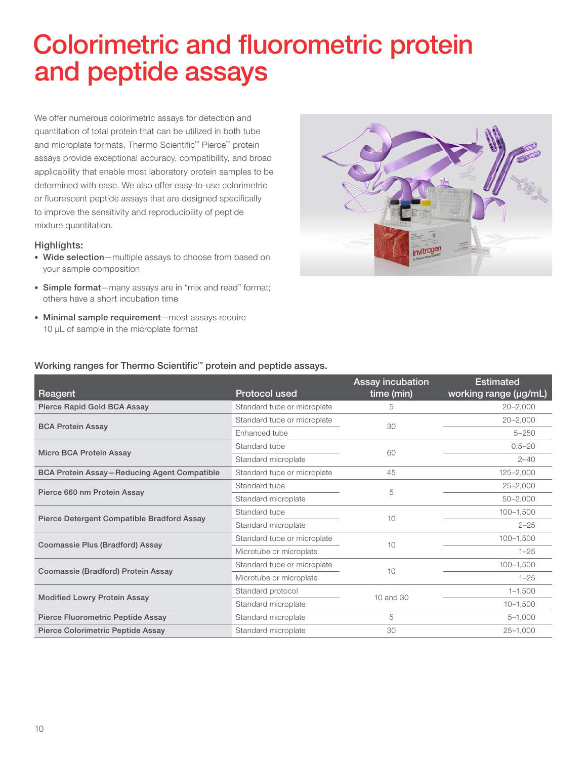# Colorimetric and fluorometric protein and peptide assays

We offer numerous colorimetric assays for detection and quantitation of total protein that can be utilized in both tube and microplate formats. Thermo Scientific™ Pierce™ protein assays provide exceptional accuracy, compatibility, and broad applicability that enable most laboratory protein samples to be determined with ease. We also offer easy-to-use colorimetric or fluorescent peptide assays that are designed specifically to improve the sensitivity and reproducibility of peptide mixture quantitation.

### Highlights:

- **Wide selection**—multiple assays to choose from based on your sample composition
- **Simple format**—many assays are in "mix and read" format; others have a short incubation time
- **Minimal sample requirement**—most assays require 10 µL of sample in the microplate format

Working ranges for Thermo Scientific™ protein and peptide assays.

| Reagent | Protocol used | Assay incubation time (min) | Estimated working range (µg/mL) |
|---|---|---|---|
| Pierce Rapid Gold BCA Assay | Standard tube or microplate | 5 | 20–2,000 |
| BCA Protein Assay | Standard tube or microplate | 30 | 20–2,000 |
| | Enhanced tube | | 5–250 |
| Micro BCA Protein Assay | Standard tube | 60 | 0.5–20 |
| | Standard microplate | | 2–40 |
| BCA Protein Assay—Reducing Agent Compatible | Standard tube or microplate | 45 | 125–2,000 |
| Pierce 660 nm Protein Assay | Standard tube | 5 | 25–2,000 |
| | Standard microplate | | 50–2,000 |
| Pierce Detergent Compatible Bradford Assay | Standard tube | 10 | 100–1,500 |
| | Standard microplate | | 2–25 |
| Coomassie Plus (Bradford) Assay | Standard tube or microplate | 10 | 100–1,500 |
| | Microtube or microplate | | 1–25 |
| Coomassie (Bradford) Protein Assay | Standard tube or microplate | 10 | 100–1,500 |
| | Microtube or microplate | | 1–25 |
| Modified Lowry Protein Assay | Standard protocol | 10 and 30 | 1–1,500 |
| | Standard microplate | | 10–1,500 |
| Pierce Fluorometric Peptide Assay | Standard microplate | 5 | 5–1,000 |
| Pierce Colorimetric Peptide Assay | Standard microplate | 30 | 25–1,000 |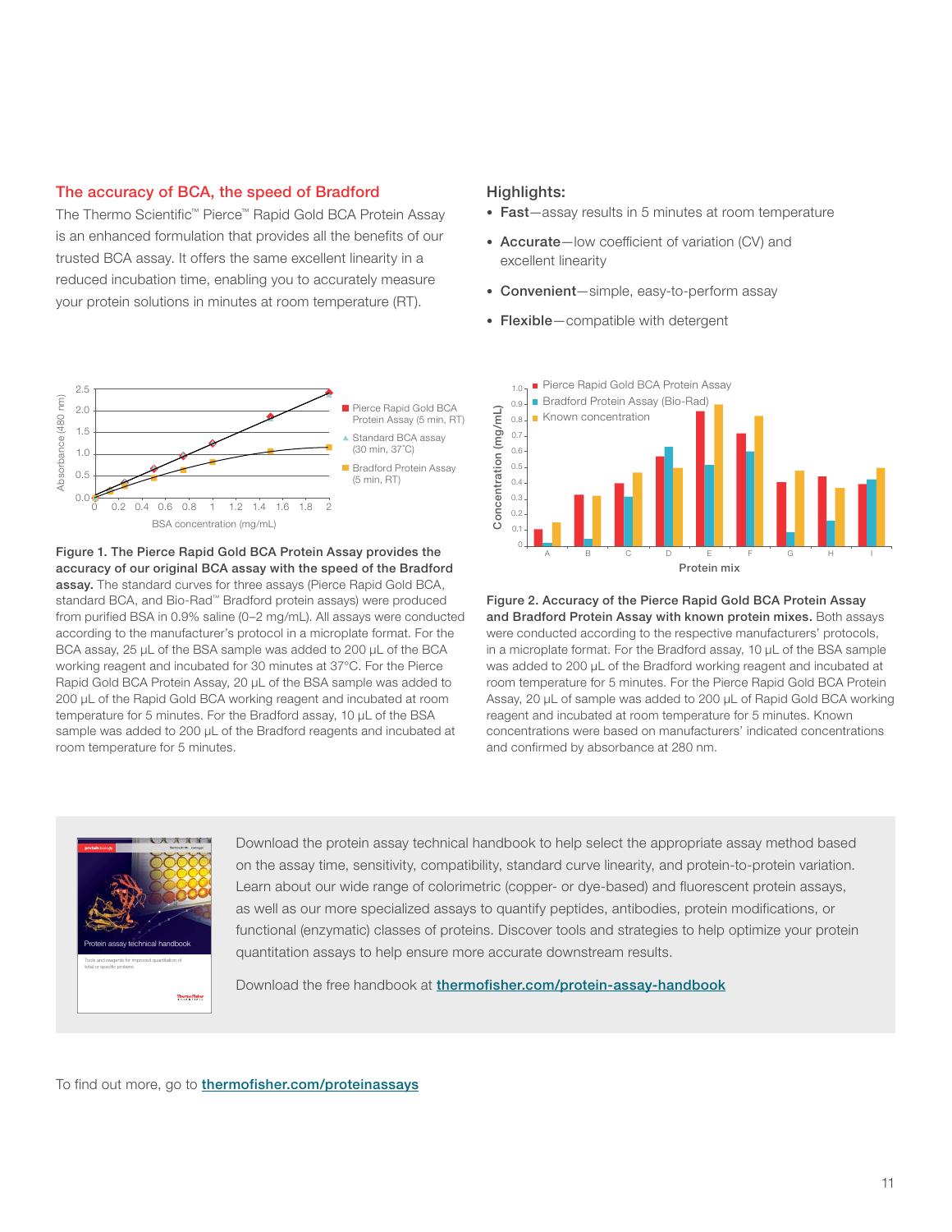## The accuracy of BCA, the speed of Bradford

The Thermo Scientific™ Pierce™ Rapid Gold BCA Protein Assay is an enhanced formulation that provides all the benefits of our trusted BCA assay. It offers the same excellent linearity in a reduced incubation time, enabling you to accurately measure your protein solutions in minutes at room temperature (RT).

### Highlights:

- **Fast**—assay results in 5 minutes at room temperature
- **Accurate**—low coefficient of variation (CV) and excellent linearity
- **Convenient**—simple, easy-to-perform assay
- **Flexible**—compatible with detergent

**Figure 1. The Pierce Rapid Gold BCA Protein Assay provides the accuracy of our original BCA assay with the speed of the Bradford assay.** The standard curves for three assays (Pierce Rapid Gold BCA, standard BCA, and Bio-Rad™ Bradford protein assays) were produced from purified BSA in 0.9% saline (0–2 mg/mL). All assays were conducted according to the manufacturer's protocol in a microplate format. For the BCA assay, 25 µL of the BSA sample was added to 200 µL of the BCA working reagent and incubated for 30 minutes at 37°C. For the Pierce Rapid Gold BCA Protein Assay, 20 µL of the BSA sample was added to 200 µL of the Rapid Gold BCA working reagent and incubated at room temperature for 5 minutes. For the Bradford assay, 10 µL of the BSA sample was added to 200 µL of the Bradford reagents and incubated at room temperature for 5 minutes.

**Figure 2. Accuracy of the Pierce Rapid Gold BCA Protein Assay and Bradford Protein Assay with known protein mixes.** Both assays were conducted according to the respective manufacturers' protocols, in a microplate format. For the Bradford assay, 10 µL of the BSA sample was added to 200 µL of the Bradford working reagent and incubated at room temperature for 5 minutes. For the Pierce Rapid Gold BCA Protein Assay, 20 µL of sample was added to 200 µL of Rapid Gold BCA working reagent and incubated at room temperature for 5 minutes. Known concentrations were based on manufacturers' indicated concentrations and confirmed by absorbance at 280 nm.

Download the protein assay technical handbook to help select the appropriate assay method based on the assay time, sensitivity, compatibility, standard curve linearity, and protein-to-protein variation. Learn about our wide range of colorimetric (copper- or dye-based) and fluorescent protein assays, as well as our more specialized assays to quantify peptides, antibodies, protein modifications, or functional (enzymatic) classes of proteins. Discover tools and strategies to help optimize your protein quantitation assays to help ensure more accurate downstream results.

Download the free handbook at thermofisher.com/protein-assay-handbook

To find out more, go to thermofisher.com/proteinassays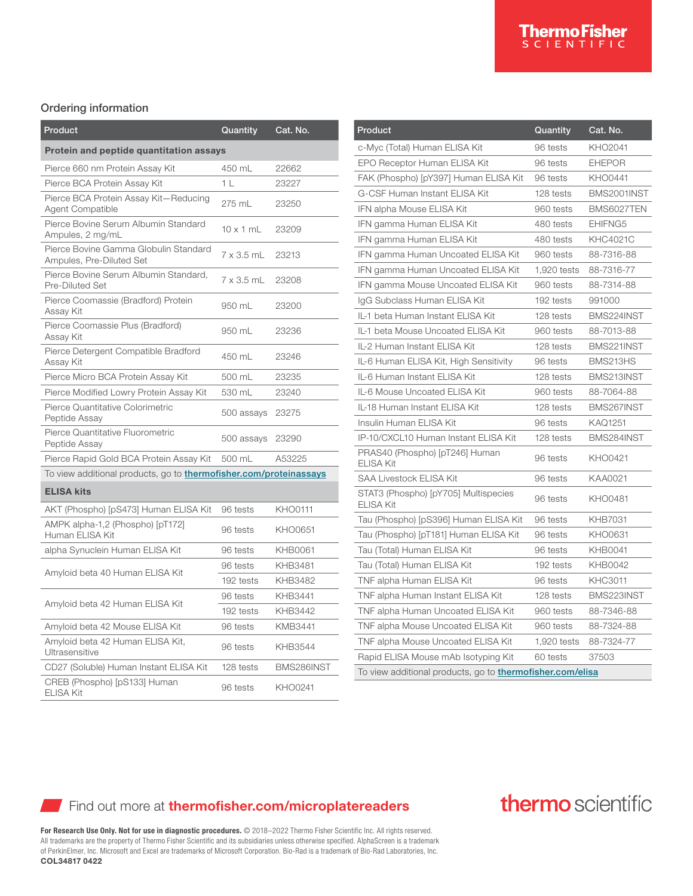## Ordering information

| Product | Quantity | Cat. No. |
|---|---|---|
| **Protein and peptide quantitation assays** | | |
| Pierce 660 nm Protein Assay Kit | 450 mL | 22662 |
| Pierce BCA Protein Assay Kit | 1 L | 23227 |
| Pierce BCA Protein Assay Kit—Reducing Agent Compatible | 275 mL | 23250 |
| Pierce Bovine Serum Albumin Standard Ampules, 2 mg/mL | 10 x 1 mL | 23209 |
| Pierce Bovine Gamma Globulin Standard Ampules, Pre-Diluted Set | 7 x 3.5 mL | 23213 |
| Pierce Bovine Serum Albumin Standard, Pre-Diluted Set | 7 x 3.5 mL | 23208 |
| Pierce Coomassie (Bradford) Protein Assay Kit | 950 mL | 23200 |
| Pierce Coomassie Plus (Bradford) Assay Kit | 950 mL | 23236 |
| Pierce Detergent Compatible Bradford Assay Kit | 450 mL | 23246 |
| Pierce Micro BCA Protein Assay Kit | 500 mL | 23235 |
| Pierce Modified Lowry Protein Assay Kit | 530 mL | 23240 |
| Pierce Quantitative Colorimetric Peptide Assay | 500 assays | 23275 |
| Pierce Quantitative Fluorometric Peptide Assay | 500 assays | 23290 |
| Pierce Rapid Gold BCA Protein Assay Kit | 500 mL | A53225 |
| To view additional products, go to thermofisher.com/proteinassays | | |
| **ELISA kits** | | |
| AKT (Phospho) [pS473] Human ELISA Kit | 96 tests | KHO0111 |
| AMPK alpha-1,2 (Phospho) [pT172] Human ELISA Kit | 96 tests | KHO0651 |
| alpha Synuclein Human ELISA Kit | 96 tests | KHB0061 |
| Amyloid beta 40 Human ELISA Kit | 96 tests | KHB3481 |
| | 192 tests | KHB3482 |
| Amyloid beta 42 Human ELISA Kit | 96 tests | KHB3441 |
| | 192 tests | KHB3442 |
| Amyloid beta 42 Mouse ELISA Kit | 96 tests | KMB3441 |
| Amyloid beta 42 Human ELISA Kit, Ultrasensitive | 96 tests | KHB3544 |
| CD27 (Soluble) Human Instant ELISA Kit | 128 tests | BMS286INST |
| CREB (Phospho) [pS133] Human ELISA Kit | 96 tests | KHO0241 |
| c-Myc (Total) Human ELISA Kit | 96 tests | KHO2041 |
| EPO Receptor Human ELISA Kit | 96 tests | EHEPOR |
| FAK (Phospho) [pY397] Human ELISA Kit | 96 tests | KHO0441 |
| G-CSF Human Instant ELISA Kit | 128 tests | BMS2001INST |
| IFN alpha Mouse ELISA Kit | 960 tests | BMS6027TEN |
| IFN gamma Human ELISA Kit | 480 tests | EHIFNG5 |
| IFN gamma Human ELISA Kit | 480 tests | KHC4021C |
| IFN gamma Human Uncoated ELISA Kit | 960 tests | 88-7316-88 |
| IFN gamma Human Uncoated ELISA Kit | 1,920 tests | 88-7316-77 |
| IFN gamma Mouse Uncoated ELISA Kit | 960 tests | 88-7314-88 |
| IgG Subclass Human ELISA Kit | 192 tests | 991000 |
| IL-1 beta Human Instant ELISA Kit | 128 tests | BMS224INST |
| IL-1 beta Mouse Uncoated ELISA Kit | 960 tests | 88-7013-88 |
| IL-2 Human Instant ELISA Kit | 128 tests | BMS221INST |
| IL-6 Human ELISA Kit, High Sensitivity | 96 tests | BMS213HS |
| IL-6 Human Instant ELISA Kit | 128 tests | BMS213INST |
| IL-6 Mouse Uncoated ELISA Kit | 960 tests | 88-7064-88 |
| IL-18 Human Instant ELISA Kit | 128 tests | BMS267INST |
| Insulin Human ELISA Kit | 96 tests | KAQ1251 |
| IP-10/CXCL10 Human Instant ELISA Kit | 128 tests | BMS284INST |
| PRAS40 (Phospho) [pT246] Human ELISA Kit | 96 tests | KHO0421 |
| SAA Livestock ELISA Kit | 96 tests | KAA0021 |
| STAT3 (Phospho) [pY705] Multispecies ELISA Kit | 96 tests | KHO0481 |
| Tau (Phospho) [pS396] Human ELISA Kit | 96 tests | KHB7031 |
| Tau (Phospho) [pT181] Human ELISA Kit | 96 tests | KHO0631 |
| Tau (Total) Human ELISA Kit | 96 tests | KHB0041 |
| Tau (Total) Human ELISA Kit | 192 tests | KHB0042 |
| TNF alpha Human ELISA Kit | 96 tests | KHC3011 |
| TNF alpha Human Instant ELISA Kit | 128 tests | BMS223INST |
| TNF alpha Human Uncoated ELISA Kit | 960 tests | 88-7346-88 |
| TNF alpha Mouse Uncoated ELISA Kit | 960 tests | 88-7324-88 |
| TNF alpha Mouse Uncoated ELISA Kit | 1,920 tests | 88-7324-77 |
| Rapid ELISA Mouse mAb Isotyping Kit | 60 tests | 37503 |
| To view additional products, go to thermofisher.com/elisa | | |

Find out more at **thermofisher.com/microplatereaders**

**For Research Use Only. Not for use in diagnostic procedures.** © 2018–2022 Thermo Fisher Scientific Inc. All rights reserved. All trademarks are the property of Thermo Fisher Scientific and its subsidiaries unless otherwise specified. AlphaScreen is a trademark of PerkinElmer, Inc. Microsoft and Excel are trademarks of Microsoft Corporation. Bio-Rad is a trademark of Bio-Rad Laboratories, Inc.
**COL34817 0422**